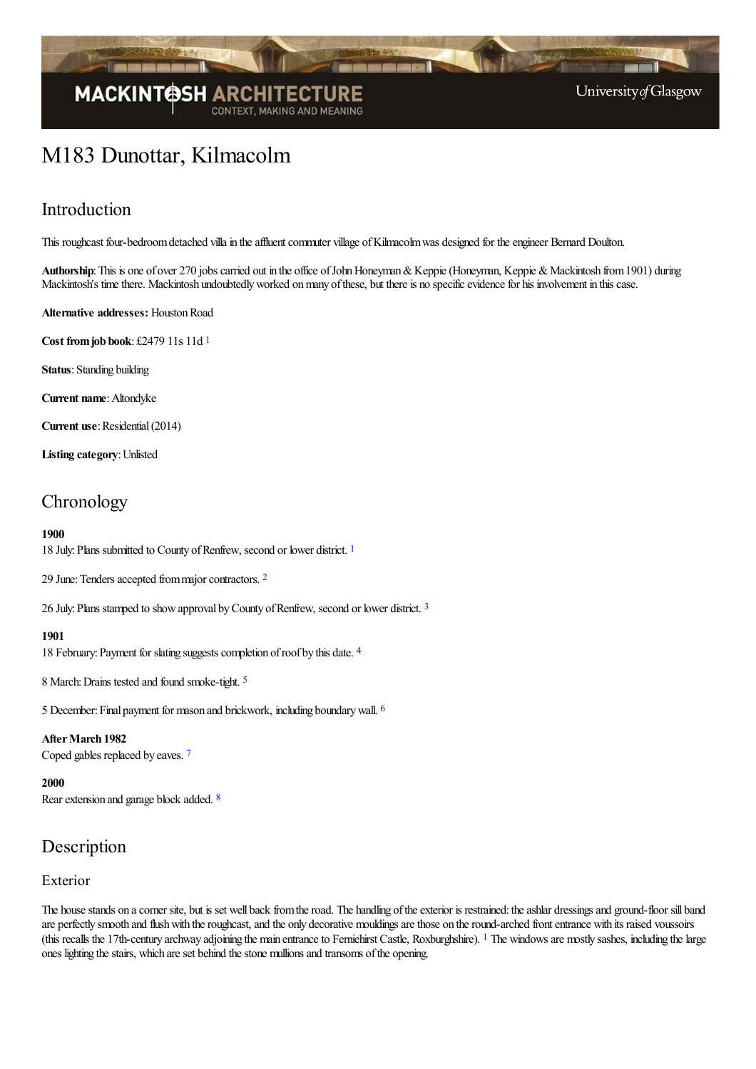# M183 Dunottar, Kilmacolm

## Introduction

This roughcast four-bedroom detached villa in the affluent commuter village of Kilmacolm was designed for the engineer Bernard Doulton.

**Authorship**: This is one of over 270 jobs carried out in the office of John Honeyman & Keppie (Honeyman, Keppie & Mackintosh from 1901) during Mackintosh's time there. Mackintosh undoubtedly worked on many of these, but there is no specific evidence for his involvement in this case.

**Alternative addresses:** Houston Road

**Cost from job book**: £2479 11s 11d [1]

**Status**: Standing building

**Current name**: Altondyke

**Current use**: Residential (2014)

**Listing category**: Unlisted

## Chronology

**1900**

18 July: Plans submitted to County of Renfrew, second or lower district. [1]

29 June: Tenders accepted from major contractors. [2]

26 July: Plans stamped to show approval by County of Renfrew, second or lower district. [3]

**1901**

18 February: Payment for slating suggests completion of roof by this date. [4]

8 March: Drains tested and found smoke-tight. [5]

5 December: Final payment for mason and brickwork, including boundary wall. [6]

**After March 1982**

Coped gables replaced by eaves. [7]

**2000**

Rear extension and garage block added. [8]

## Description

### Exterior

The house stands on a corner site, but is set well back from the road. The handling of the exterior is restrained: the ashlar dressings and ground-floor sill band are perfectly smooth and flush with the roughcast, and the only decorative mouldings are those on the round-arched front entrance with its raised voussoirs (this recalls the 17th-century archway adjoining the main entrance to Ferniehirst Castle, Roxburghshire). [1] The windows are mostly sashes, including the large ones lighting the stairs, which are set behind the stone mullions and transoms of the opening.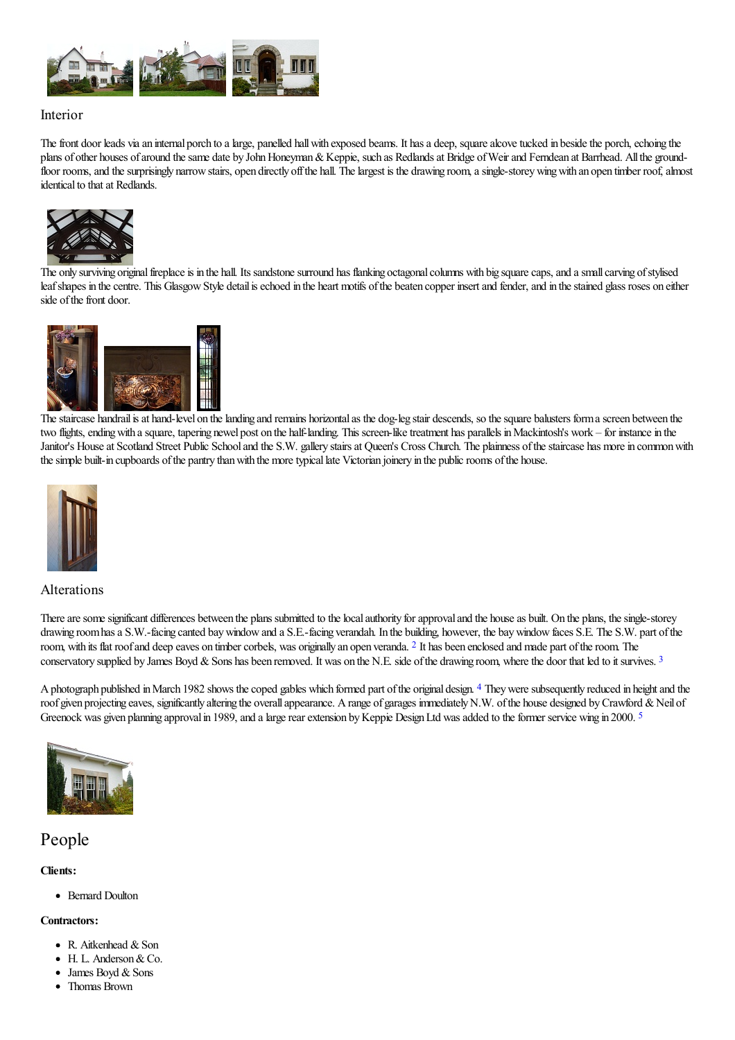## Interior

The front door leads via an internal porch to a large, panelled hall with exposed beams. It has a deep, square alcove tucked in beside the porch, echoing the plans of other houses of around the same date by John Honeyman & Keppie, such as Redlands at Bridge of Weir and Ferndean at Barrhead. All the ground-floor rooms, and the surprisingly narrow stairs, open directly off the hall. The largest is the drawing room, a single-storey wing with an open timber roof, almost identical to that at Redlands.

The only surviving original fireplace is in the hall. Its sandstone surround has flanking octagonal columns with big square caps, and a small carving of stylised leaf shapes in the centre. This Glasgow Style detail is echoed in the heart motifs of the beaten copper insert and fender, and in the stained glass roses on either side of the front door.

The staircase handrail is at hand-level on the landing and remains horizontal as the dog-leg stair descends, so the square balusters form a screen between the two flights, ending with a square, tapering newel post on the half-landing. This screen-like treatment has parallels in Mackintosh's work – for instance in the Janitor's House at Scotland Street Public School and the S.W. gallery stairs at Queen's Cross Church. The plainness of the staircase has more in common with the simple built-in cupboards of the pantry than with the more typical late Victorian joinery in the public rooms of the house.

## Alterations

There are some significant differences between the plans submitted to the local authority for approval and the house as built. On the plans, the single-storey drawing room has a S.W.-facing canted bay window and a S.E.-facing verandah. In the building, however, the bay window faces S.E. The S.W. part of the room, with its flat roof and deep eaves on timber corbels, was originally an open veranda. [2] It has been enclosed and made part of the room. The conservatory supplied by James Boyd & Sons has been removed. It was on the N.E. side of the drawing room, where the door that led to it survives. [3]

A photograph published in March 1982 shows the coped gables which formed part of the original design. [4] They were subsequently reduced in height and the roof given projecting eaves, significantly altering the overall appearance. A range of garages immediately N.W. of the house designed by Crawford & Neil of Greenock was given planning approval in 1989, and a large rear extension by Keppie Design Ltd was added to the former service wing in 2000. [5]

# People

**Clients:**

- Bernard Doulton

**Contractors:**

- R. Aitkenhead & Son
- H. L. Anderson & Co.
- James Boyd & Sons
- Thomas Brown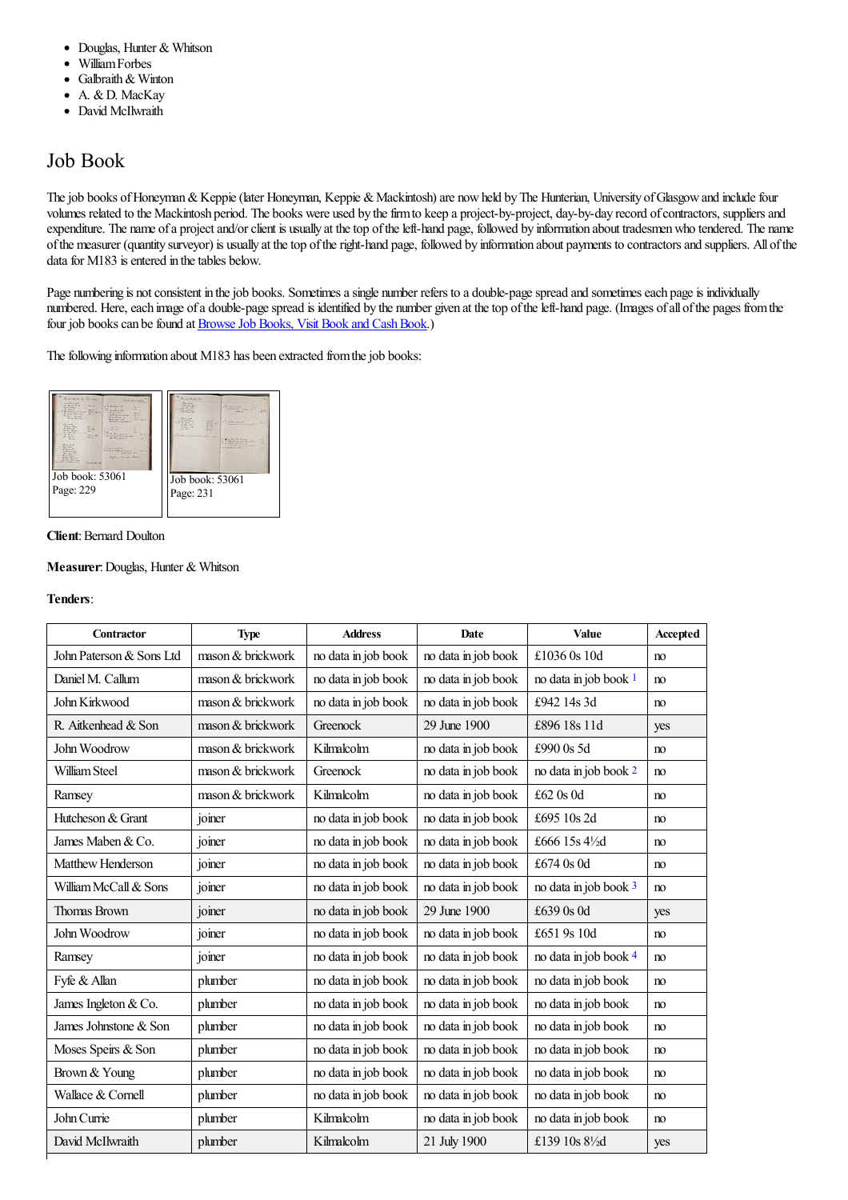- Douglas, Hunter & Whitson
- William Forbes
- Galbraith & Winton
- A. & D. MacKay
- David McIlwraith

# Job Book

The job books of Honeyman & Keppie (later Honeyman, Keppie & Mackintosh) are now held by The Hunterian, University of Glasgow and include four volumes related to the Mackintosh period. The books were used by the firm to keep a project-by-project, day-by-day record of contractors, suppliers and expenditure. The name of a project and/or client is usually at the top of the left-hand page, followed by information about tradesmen who tendered. The name of the measurer (quantity surveyor) is usually at the top of the right-hand page, followed by information about payments to contractors and suppliers. All of the data for M183 is entered in the tables below.

Page numbering is not consistent in the job books. Sometimes a single number refers to a double-page spread and sometimes each page is individually numbered. Here, each image of a double-page spread is identified by the number given at the top of the left-hand page. (Images of all of the pages from the four job books can be found at Browse Job Books, Visit Book and Cash Book.)

The following information about M183 has been extracted from the job books:

Job book: 53061
Page: 229

Job book: 53061
Page: 231

**Client**: Bernard Doulton

**Measurer**: Douglas, Hunter & Whitson

**Tenders**:

| Contractor | Type | Address | Date | Value | Accepted |
|---|---|---|---|---|---|
| John Paterson & Sons Ltd | mason & brickwork | no data in job book | no data in job book | £1036 0s 10d | no |
| Daniel M. Callum | mason & brickwork | no data in job book | no data in job book | no data in job book [1] | no |
| John Kirkwood | mason & brickwork | no data in job book | no data in job book | £942 14s 3d | no |
| R. Aitkenhead & Son | mason & brickwork | Greenock | 29 June 1900 | £896 18s 11d | yes |
| John Woodrow | mason & brickwork | Kilmalcolm | no data in job book | £990 0s 5d | no |
| William Steel | mason & brickwork | Greenock | no data in job book | no data in job book [2] | no |
| Ramsey | mason & brickwork | Kilmalcolm | no data in job book | £62 0s 0d | no |
| Hutcheson & Grant | joiner | no data in job book | no data in job book | £695 10s 2d | no |
| James Maben & Co. | joiner | no data in job book | no data in job book | £666 15s 4½d | no |
| Matthew Henderson | joiner | no data in job book | no data in job book | £674 0s 0d | no |
| William McCall & Sons | joiner | no data in job book | no data in job book | no data in job book [3] | no |
| Thomas Brown | joiner | no data in job book | 29 June 1900 | £639 0s 0d | yes |
| John Woodrow | joiner | no data in job book | no data in job book | £651 9s 10d | no |
| Ramsey | joiner | no data in job book | no data in job book | no data in job book [4] | no |
| Fyfe & Allan | plumber | no data in job book | no data in job book | no data in job book | no |
| James Ingleton & Co. | plumber | no data in job book | no data in job book | no data in job book | no |
| James Johnstone & Son | plumber | no data in job book | no data in job book | no data in job book | no |
| Moses Speirs & Son | plumber | no data in job book | no data in job book | no data in job book | no |
| Brown & Young | plumber | no data in job book | no data in job book | no data in job book | no |
| Wallace & Cornell | plumber | no data in job book | no data in job book | no data in job book | no |
| John Currie | plumber | Kilmalcolm | no data in job book | no data in job book | no |
| David McIlwraith | plumber | Kilmalcolm | 21 July 1900 | £139 10s 8½d | yes |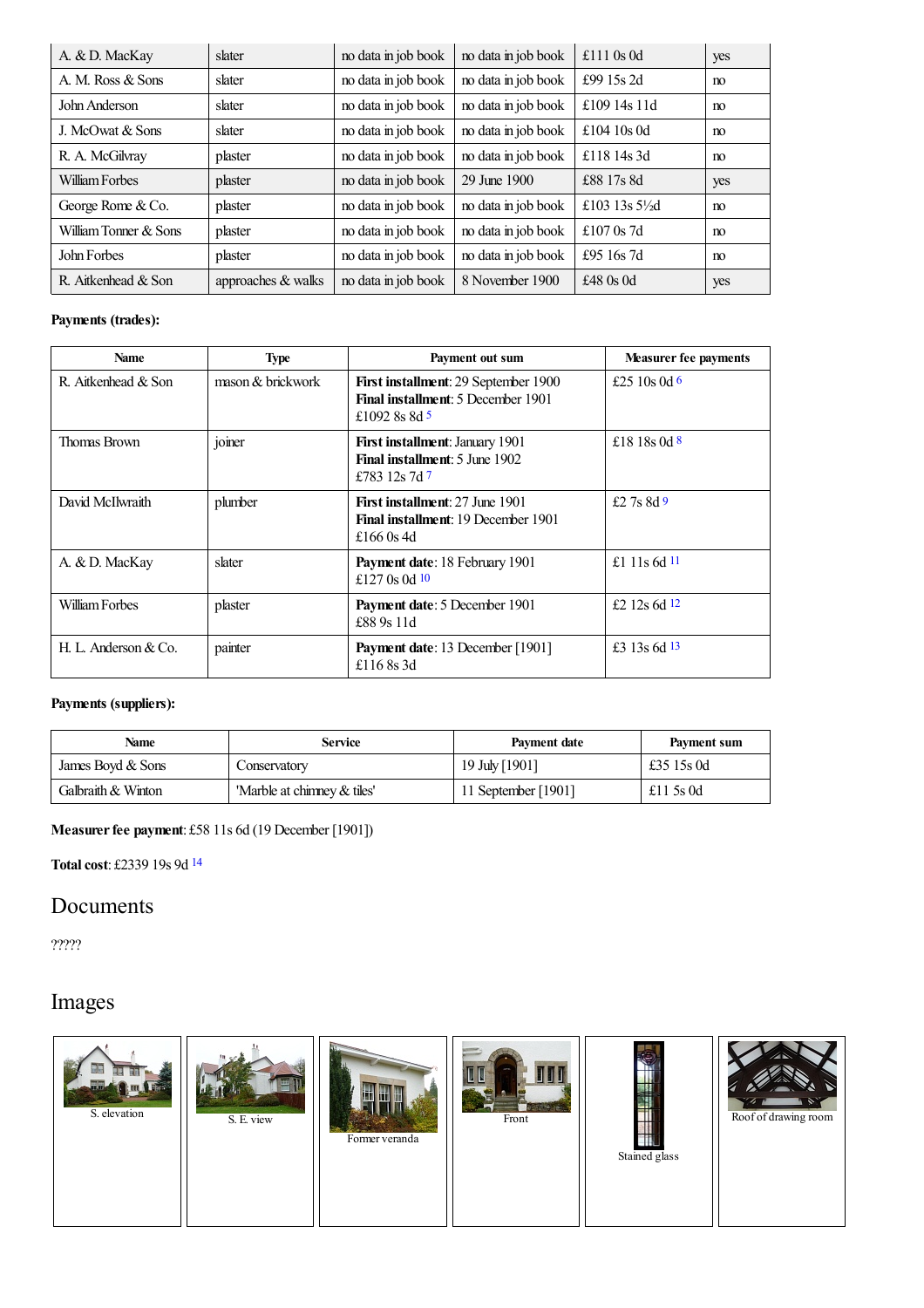| A. & D. MacKay | slater | no data in job book | no data in job book | £111 0s 0d | yes |
|---|---|---|---|---|---|
| A. M. Ross & Sons | slater | no data in job book | no data in job book | £99 15s 2d | no |
| John Anderson | slater | no data in job book | no data in job book | £109 14s 11d | no |
| J. McOwat & Sons | slater | no data in job book | no data in job book | £104 10s 0d | no |
| R. A. McGilvray | plaster | no data in job book | no data in job book | £118 14s 3d | no |
| William Forbes | plaster | no data in job book | 29 June 1900 | £88 17s 8d | yes |
| George Rome & Co. | plaster | no data in job book | no data in job book | £103 13s 5½d | no |
| William Tonner & Sons | plaster | no data in job book | no data in job book | £107 0s 7d | no |
| John Forbes | plaster | no data in job book | no data in job book | £95 16s 7d | no |
| R. Aitkenhead & Son | approaches & walks | no data in job book | 8 November 1900 | £48 0s 0d | yes |

**Payments (trades):**

| Name | Type | Payment out sum | Measurer fee payments |
|---|---|---|---|
| R. Aitkenhead & Son | mason & brickwork | **First installment**: 29 September 1900<br>**Final installment**: 5 December 1901<br>£1092 8s 8d [5] | £25 10s 0d [6] |
| Thomas Brown | joiner | **First installment**: January 1901<br>**Final installment**: 5 June 1902<br>£783 12s 7d [7] | £18 18s 0d [8] |
| David McIlwraith | plumber | **First installment**: 27 June 1901<br>**Final installment**: 19 December 1901<br>£166 0s 4d | £2 7s 8d [9] |
| A. & D. MacKay | slater | **Payment date**: 18 February 1901<br>£127 0s 0d [10] | £1 11s 6d [11] |
| William Forbes | plaster | **Payment date**: 5 December 1901<br>£88 9s 11d | £2 12s 6d [12] |
| H. L. Anderson & Co. | painter | **Payment date**: 13 December [1901]<br>£116 8s 3d | £3 13s 6d [13] |

**Payments (suppliers):**

| Name | Service | Payment date | Payment sum |
|---|---|---|---|
| James Boyd & Sons | Conservatory | 19 July [1901] | £35 15s 0d |
| Galbraith & Winton | 'Marble at chimney & tiles' | 11 September [1901] | £11 5s 0d |

**Measurer fee payment**: £58 11s 6d (19 December [1901])

**Total cost**: £2339 19s 9d [14]

## Documents

?????

## Images

S. elevation

S. E. view

Former veranda

Front

Stained glass

Roof of drawing room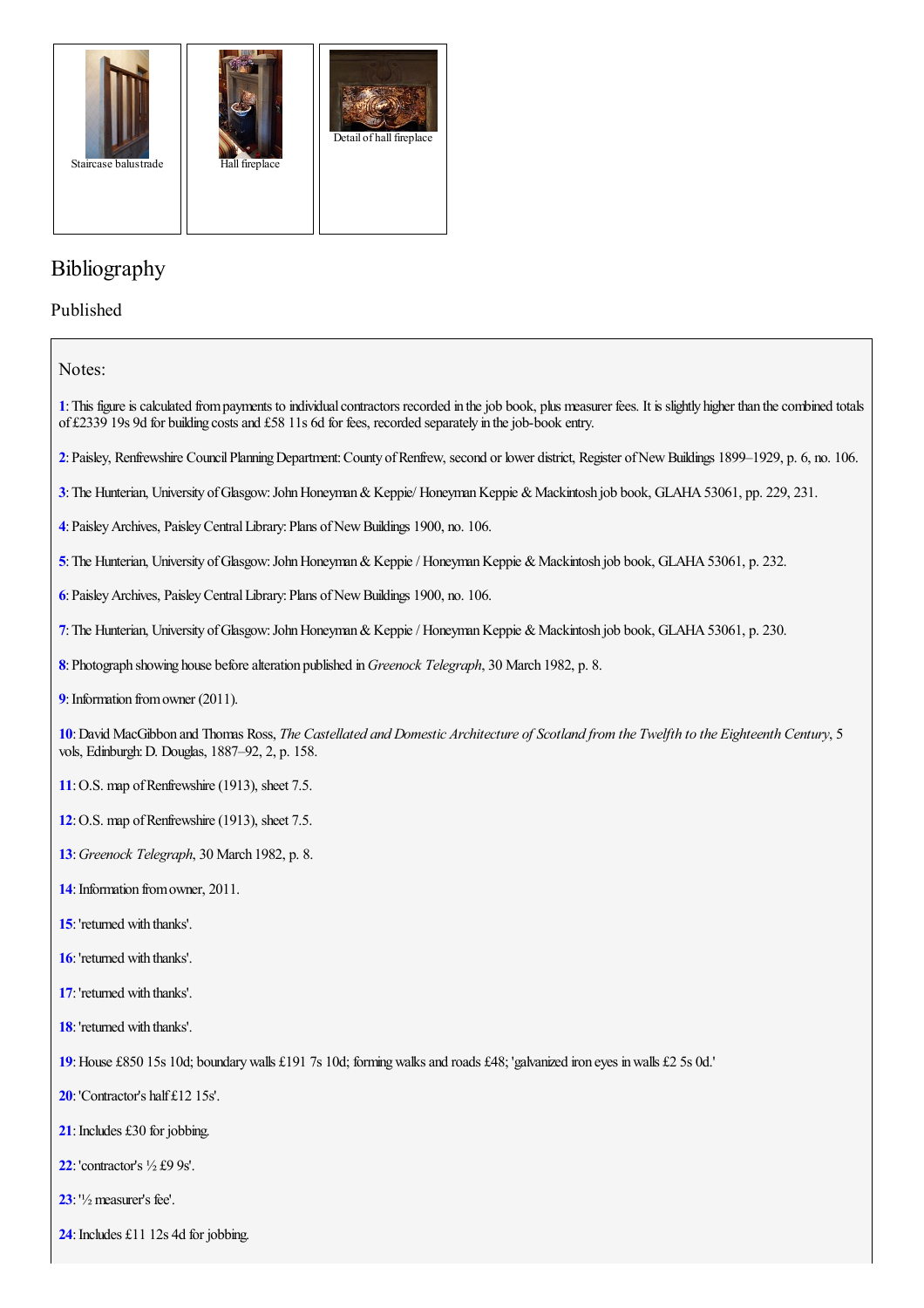Staircase balustrade

Hall fireplace

Detail of hall fireplace

## Bibliography

### Published

### Notes:

**1**: This figure is calculated from payments to individual contractors recorded in the job book, plus measurer fees. It is slightly higher than the combined totals of £2339 19s 9d for building costs and £58 11s 6d for fees, recorded separately in the job-book entry.

**2**: Paisley, Renfrewshire Council Planning Department: County of Renfrew, second or lower district, Register of New Buildings 1899–1929, p. 6, no. 106.

**3**: The Hunterian, University of Glasgow: John Honeyman & Keppie/ Honeyman Keppie & Mackintosh job book, GLAHA 53061, pp. 229, 231.

**4**: Paisley Archives, Paisley Central Library: Plans of New Buildings 1900, no. 106.

**5**: The Hunterian, University of Glasgow: John Honeyman & Keppie / Honeyman Keppie & Mackintosh job book, GLAHA 53061, p. 232.

**6**: Paisley Archives, Paisley Central Library: Plans of New Buildings 1900, no. 106.

**7**: The Hunterian, University of Glasgow: John Honeyman & Keppie / Honeyman Keppie & Mackintosh job book, GLAHA 53061, p. 230.

**8**: Photograph showing house before alteration published in *Greenock Telegraph*, 30 March 1982, p. 8.

**9**: Information from owner (2011).

**10**: David MacGibbon and Thomas Ross, *The Castellated and Domestic Architecture of Scotland from the Twelfth to the Eighteenth Century*, 5 vols, Edinburgh: D. Douglas, 1887–92, 2, p. 158.

**11**: O.S. map of Renfrewshire (1913), sheet 7.5.

**12**: O.S. map of Renfrewshire (1913), sheet 7.5.

**13**: *Greenock Telegraph*, 30 March 1982, p. 8.

**14**: Information from owner, 2011.

**15**: 'returned with thanks'.

**16**: 'returned with thanks'.

**17**: 'returned with thanks'.

**18**: 'returned with thanks'.

**19**: House £850 15s 10d; boundary walls £191 7s 10d; forming walks and roads £48; 'galvanized iron eyes in walls £2 5s 0d.'

**20**: 'Contractor's half £12 15s'.

**21**: Includes £30 for jobbing.

**22**: 'contractor's ½ £9 9s'.

**23**: '½ measurer's fee'.

**24**: Includes £11 12s 4d for jobbing.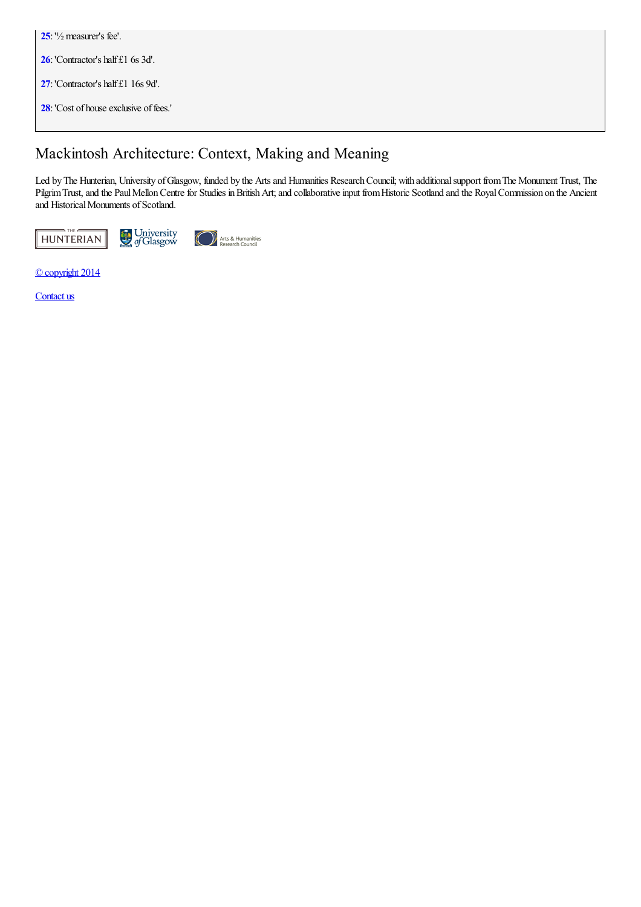**25**: '½ measurer's fee'.

**26**: 'Contractor's half £1 6s 3d'.

**27**: 'Contractor's half £1 16s 9d'.

**28**: 'Cost of house exclusive of fees.'

## Mackintosh Architecture: Context, Making and Meaning

Led by The Hunterian, University of Glasgow, funded by the Arts and Humanities Research Council; with additional support from The Monument Trust, The Pilgrim Trust, and the Paul Mellon Centre for Studies in British Art; and collaborative input from Historic Scotland and the Royal Commission on the Ancient and Historical Monuments of Scotland.

© copyright 2014

Contact us